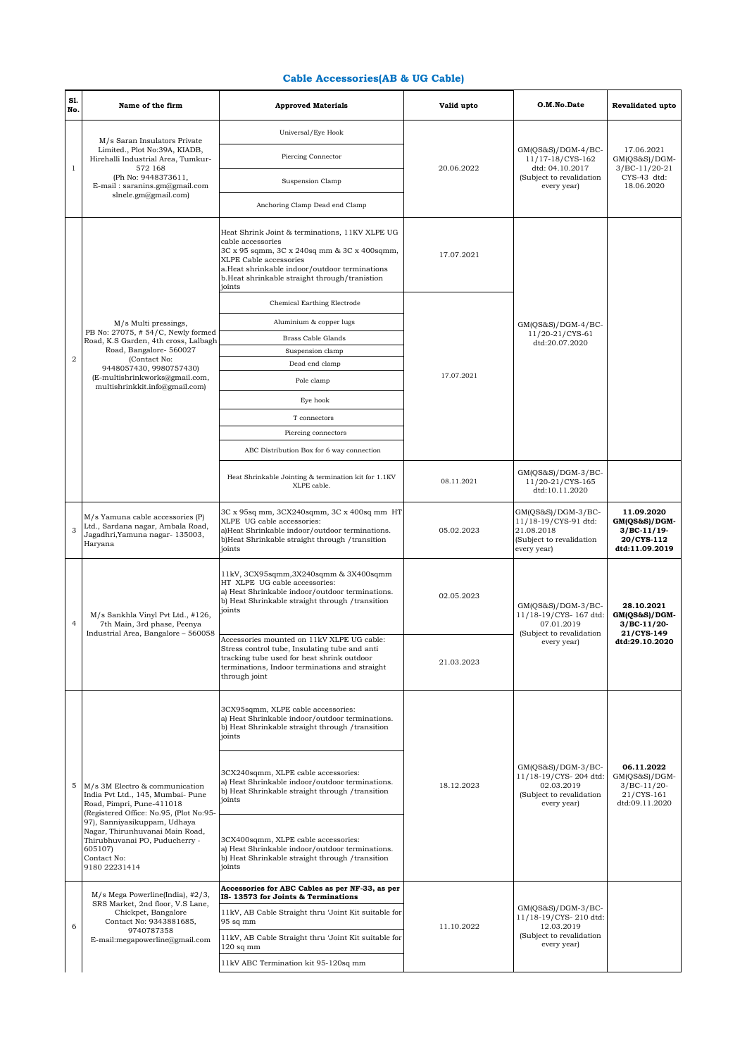## Cable Accessories(AB & UG Cable)

| Sl. No. | Name of the firm | Approved Materials | Valid upto | O.M.No.Date | Revalidated upto |
|---|---|---|---|---|---|
| 1 | M/s Saran Insulators Private Limited., Plot No:39A, KIADB, Hirehalli Industrial Area, Tumkur-572 168 (Ph No: 9448373611, E-mail : saranins.gm@gmail.com slnele.gm@gmail.com) | Universal/Eye Hook | 20.06.2022 | GM(QS&S)/DGM-4/BC-11/17-18/CYS-162 dtd: 04.10.2017 (Subject to revalidation every year) | 17.06.2021 GM(QS&S)/DGM-3/BC-11/20-21 CYS-43 dtd: 18.06.2020 |
| | | Piercing Connector | | | |
| | | Suspension Clamp | | | |
| | | Anchoring Clamp Dead end Clamp | | | |
| 2 | M/s Multi pressings, PB No: 27075, # 54/C, Newly formed Road, K.S Garden, 4th cross, Lalbagh Road, Bangalore- 560027 (Contact No: 9448057430, 9980757430) (E-multishrinkworks@gmail.com, multishrinkkit.info@gmail.com) | Heat Shrink Joint & terminations, 11KV XLPE UG cable accessories 3C x 95 sqmm, 3C x 240sq mm & 3C x 400sqmm, XLPE Cable accessories a.Heat shrinkable indoor/outdoor terminations b.Heat shrinkable straight through/tranistion joints | 17.07.2021 | GM(QS&S)/DGM-4/BC-11/20-21/CYS-61 dtd:20.07.2020 | |
| | | Chemical Earthing Electrode | 17.07.2021 | | |
| | | Aluminium & copper lugs | | | |
| | | Brass Cable Glands | | | |
| | | Suspension clamp | | | |
| | | Dead end clamp | | | |
| | | Pole clamp | | | |
| | | Eye hook | | | |
| | | T connectors | | | |
| | | Piercing connectors | | | |
| | | ABC Distribution Box for 6 way connection | | | |
| | | Heat Shrinkable Jointing & termination kit for 1.1KV XLPE cable. | 08.11.2021 | GM(QS&S)/DGM-3/BC-11/20-21/CYS-165 dtd:10.11.2020 | |
| 3 | M/s Yamuna cable accessories (P) Ltd., Sardana nagar, Ambala Road, Jagadhri,Yamuna nagar- 135003, Haryana | 3C x 95sq mm, 3CX240sqmm, 3C x 400sq mm HT XLPE UG cable accessories: a)Heat Shrinkable indoor/outdoor terminations. b)Heat Shrinkable straight through /transition joints | 05.02.2023 | GM(QS&S)/DGM-3/BC-11/18-19/CYS-91 dtd: 21.08.2018 (Subject to revalidation every year) | **11.09.2020 GM(QS&S)/DGM-3/BC-11/19-20/CYS-112 dtd:11.09.2019** |
| 4 | M/s Sankhla Vinyl Pvt Ltd., #126, 7th Main, 3rd phase, Peenya Industrial Area, Bangalore – 560058 | 11kV, 3CX95sqmm,3X240sqmm & 3X400sqmm HT XLPE UG cable accessories: a) Heat Shrinkable indoor/outdoor terminations. b) Heat Shrinkable straight through /transition joints | 02.05.2023 | GM(QS&S)/DGM-3/BC-11/18-19/CYS- 167 dtd: 07.01.2019 (Subject to revalidation every year) | **28.10.2021 GM(QS&S)/DGM-3/BC-11/20-21/CYS-149 dtd:29.10.2020** |
| | | Accessories mounted on 11kV XLPE UG cable: Stress control tube, Insulating tube and anti tracking tube used for heat shrink outdoor terminations, Indoor terminations and straight through joint | 21.03.2023 | | |
| 5 | M/s 3M Electro & communication India Pvt Ltd., 145, Mumbai- Pune Road, Pimpri, Pune-411018 (Registered Office: No.95, (Plot No:95-97), Sanniyasikuppam, Udhaya Nagar, Thirunhuvanai Main Road, Thirubhuvanai PO, Puducherry - 605107) Contact No: 9180 22231414 | 3CX95sqmm, XLPE cable accessories: a) Heat Shrinkable indoor/outdoor terminations. b) Heat Shrinkable straight through /transition joints | 18.12.2023 | GM(QS&S)/DGM-3/BC-11/18-19/CYS- 204 dtd: 02.03.2019 (Subject to revalidation every year) | **06.11.2022** GM(QS&S)/DGM-3/BC-11/20-21/CYS-161 dtd:09.11.2020 |
| | | 3CX240sqmm, XLPE cable accessories: a) Heat Shrinkable indoor/outdoor terminations. b) Heat Shrinkable straight through /transition joints | | | |
| | | 3CX400sqmm, XLPE cable accessories: a) Heat Shrinkable indoor/outdoor terminations. b) Heat Shrinkable straight through /transition joints | | | |
| 6 | M/s Mega Powerline(India), #2/3, SRS Market, 2nd floor, V.S Lane, Chickpet, Bangalore Contact No: 9343881685, 9740787358 E-mail:megapowerline@gmail.com | **Accessories for ABC Cables as per NF-33, as per IS- 13573 for Joints & Terminations** | 11.10.2022 | GM(QS&S)/DGM-3/BC-11/18-19/CYS- 210 dtd: 12.03.2019 (Subject to revalidation every year) | |
| | | 11kV, AB Cable Straight thru 'Joint Kit suitable for 95 sq mm | | | |
| | | 11kV, AB Cable Straight thru 'Joint Kit suitable for 120 sq mm | | | |
| | | 11kV ABC Termination kit 95-120sq mm | | | |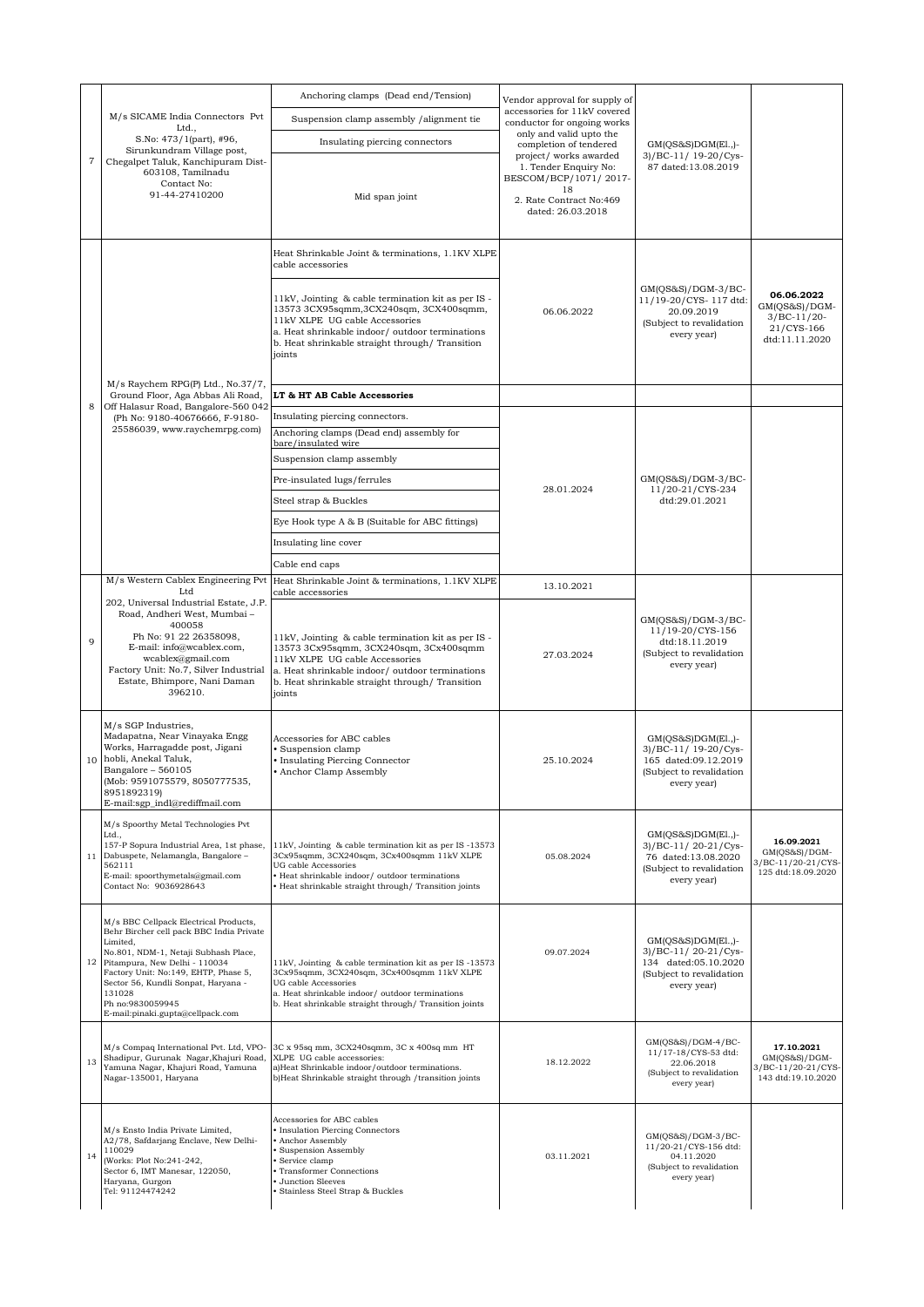| 7 | M/s SICAME India Connectors Pvt Ltd., S.No: 473/1(part), #96, Sirunkundram Village post, Chegalpet Taluk, Kanchipuram Dist- 603108, Tamilnadu Contact No: 91-44-27410200 | Anchoring clamps (Dead end/Tension) | Vendor approval for supply of accessories for 11kV covered conductor for ongoing works only and valid upto the completion of tendered project/ works awarded 1. Tender Enquiry No: BESCOM/BCP/1071/ 2017-18 2. Rate Contract No:469 dated: 26.03.2018 | GM(QS&S)DGM(El.,)-3)/BC-11/ 19-20/Cys-87 dated:13.08.2019 | |
|---|---|---|---|---|---|
| | | Suspension clamp assembly /alignment tie | | | |
| | | Insulating piercing connectors | | | |
| | | Mid span joint | | | |
| 8 | M/s Raychem RPG(P) Ltd., No.37/7, Ground Floor, Aga Abbas Ali Road, Off Halasur Road, Bangalore-560 042 (Ph No: 9180-40676666, F-9180-25586039, www.raychemrpg.com) | Heat Shrinkable Joint & terminations, 1.1KV XLPE cable accessories | 06.06.2022 | GM(QS&S)/DGM-3/BC-11/19-20/CYS- 117 dtd: 20.09.2019 (Subject to revalidation every year) | **06.06.2022** GM(QS&S)/DGM-3/BC-11/20-21/CYS-166 dtd:11.11.2020 |
| | | 11kV, Jointing & cable termination kit as per IS - 13573 3CX95sqmm,3CX240sqm, 3CX400sqmm, 11kV XLPE UG cable Accessories a. Heat shrinkable indoor/ outdoor terminations b. Heat shrinkable straight through/ Transition joints | | | |
| | | **LT & HT AB Cable Accessories** | | | |
| | | Insulating piercing connectors. | 28.01.2024 | GM(QS&S)/DGM-3/BC-11/20-21/CYS-234 dtd:29.01.2021 | |
| | | Anchoring clamps (Dead end) assembly for bare/insulated wire | | | |
| | | Suspension clamp assembly | | | |
| | | Pre-insulated lugs/ferrules | | | |
| | | Steel strap & Buckles | | | |
| | | Eye Hook type A & B (Suitable for ABC fittings) | | | |
| | | Insulating line cover | | | |
| | | Cable end caps | | | |
| 9 | M/s Western Cablex Engineering Pvt Ltd 202, Universal Industrial Estate, J.P. Road, Andheri West, Mumbai – 400058 Ph No: 91 22 26358098, E-mail: info@wcablex.com, wcablex@gmail.com Factory Unit: No.7, Silver Industrial Estate, Bhimpore, Nani Daman 396210. | Heat Shrinkable Joint & terminations, 1.1KV XLPE cable accessories | 13.10.2021 | GM(QS&S)/DGM-3/BC-11/19-20/CYS-156 dtd:18.11.2019 (Subject to revalidation every year) | |
| | | 11kV, Jointing & cable termination kit as per IS - 13573 3Cx95sqmm, 3CX240sqm, 3Cx400sqmm 11kV XLPE UG cable Accessories a. Heat shrinkable indoor/ outdoor terminations b. Heat shrinkable straight through/ Transition joints | 27.03.2024 | | |
| 10 | M/s SGP Industries, Madapatna, Near Vinayaka Engg Works, Harragadde post, Jigani hobli, Anekal Taluk, Bangalore – 560105 (Mob: 9591075579, 8050777535, 8951892319) E-mail:sgp_indl@rediffmail.com | Accessories for ABC cables • Suspension clamp • Insulating Piercing Connector • Anchor Clamp Assembly | 25.10.2024 | GM(QS&S)DGM(El.,)-3)/BC-11/ 19-20/Cys-165 dated:09.12.2019 (Subject to revalidation every year) | |
| 11 | M/s Spoorthy Metal Technologies Pvt Ltd., 157-P Sopura Industrial Area, 1st phase, Dabuspete, Nelamangla, Bangalore – 562111 E-mail: spoorthymetals@gmail.com Contact No: 9036928643 | 11kV, Jointing & cable termination kit as per IS -13573 3Cx95sqmm, 3CX240sqm, 3Cx400sqmm 11kV XLPE UG cable Accessories • Heat shrinkable indoor/ outdoor terminations • Heat shrinkable straight through/ Transition joints | 05.08.2024 | GM(QS&S)DGM(El.,)-3)/BC-11/ 20-21/Cys-76 dated:13.08.2020 (Subject to revalidation every year) | **16.09.2021** GM(QS&S)/DGM-3/BC-11/20-21/CYS-125 dtd:18.09.2020 |
| 12 | M/s BBC Cellpack Electrical Products, Behr Bircher cell pack BBC India Private Limited, No.801, NDM-1, Netaji Subhash Place, Pitampura, New Delhi - 110034 Factory Unit: No:149, EHTP, Phase 5, Sector 56, Kundli Sonpat, Haryana - 131028 Ph no:9830059945 E-mail:pinaki.gupta@cellpack.com | 11kV, Jointing & cable termination kit as per IS -13573 3Cx95sqmm, 3CX240sqm, 3Cx400sqmm 11kV XLPE UG cable Accessories a. Heat shrinkable indoor/ outdoor terminations b. Heat shrinkable straight through/ Transition joints | 09.07.2024 | GM(QS&S)DGM(El.,)-3)/BC-11/ 20-21/Cys-134 dated:05.10.2020 (Subject to revalidation every year) | |
| 13 | M/s Compaq International Pvt. Ltd, VPO-Shadipur, Gurunak Nagar,Khajuri Road, Yamuna Nagar, Khajuri Road, Yamuna Nagar-135001, Haryana | 3C x 95q mm, 3CX240sqmm, 3C x 400sq mm HT XLPE UG cable accessories: a)Heat Shrinkable indoor/outdoor terminations. b)Heat Shrinkable straight through /transition joints | 18.12.2022 | GM(QS&S)/DGM-4/BC-11/17-18/CYS-53 dtd: 22.06.2018 (Subject to revalidation every year) | **17.10.2021** GM(QS&S)/DGM-3/BC-11/20-21/CYS-143 dtd:19.10.2020 |
| 14 | M/s Ensto India Private Limited, A2/78, Safdarjang Enclave, New Delhi-110029 (Works: Plot No:241-242, Sector 6, IMT Manesar, 122050, Haryana, Gurgon Tel: 91124474242 | Accessories for ABC cables • Insulation Piercing Connectors • Anchor Assembly • Suspension Assembly • Service clamp • Transformer Connections • Junction Sleeves • Stainless Steel Strap & Buckles | 03.11.2021 | GM(QS&S)/DGM-3/BC-11/20-21/CYS-156 dtd: 04.11.2020 (Subject to revalidation every year) | |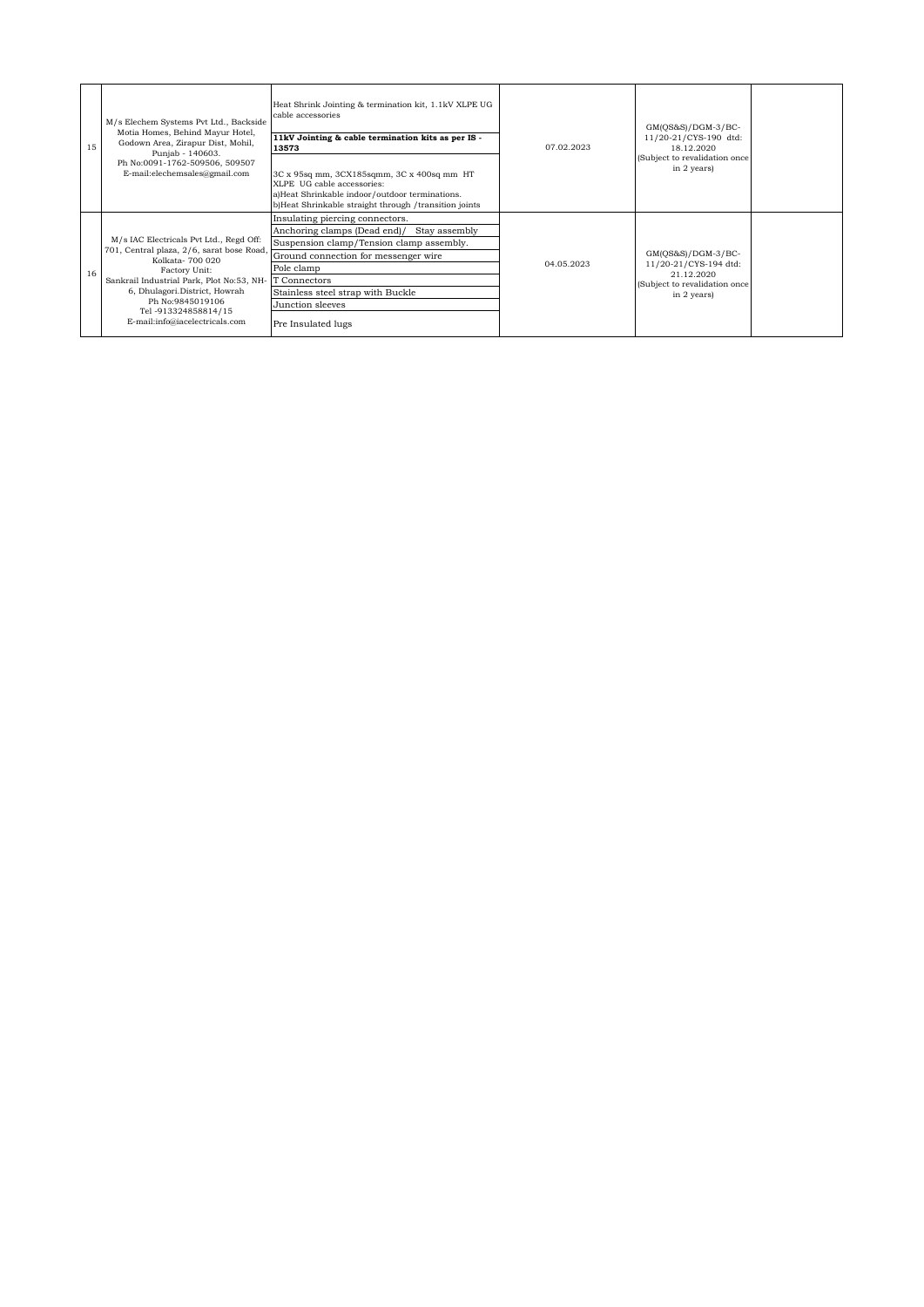| | | | | | |
|---|---|---|---|---|---|
| 15 | M/s Elechem Systems Pvt Ltd., Backside Motia Homes, Behind Mayur Hotel, Godown Area, Zirapur Dist, Mohil, Punjab - 140603. Ph No:0091-1762-509506, 509507 E-mail:elechemsales@gmail.com | Heat Shrink Jointing & termination kit, 1.1kV XLPE UG cable accessories<br>**11kV Jointing & cable termination kits as per IS - 13573**<br>3C x 95sq mm, 3CX185sqmm, 3C x 400sq mm HT XLPE UG cable accessories:<br>a)Heat Shrinkable indoor/outdoor terminations.<br>b)Heat Shrinkable straight through /transition joints | 07.02.2023 | GM(QS&S)/DGM-3/BC-11/20-21/CYS-190 dtd: 18.12.2020 (Subject to revalidation once in 2 years) | |
| 16 | M/s IAC Electricals Pvt Ltd., Regd Off: 701, Central plaza, 2/6, sarat bose Road, Kolkata- 700 020 Factory Unit: Sankrail Industrial Park, Plot No:53, NH-6, Dhulagori.District, Howrah Ph No:9845019106 Tel -913324858814/15 E-mail:info@iacelectricals.com | Insulating piercing connectors.<br>Anchoring clamps (Dead end)/ Stay assembly<br>Suspension clamp/Tension clamp assembly.<br>Ground connection for messenger wire<br>Pole clamp<br>T Connectors<br>Stainless steel strap with Buckle<br>Junction sleeves<br>Pre Insulated lugs | 04.05.2023 | GM(QS&S)/DGM-3/BC-11/20-21/CYS-194 dtd: 21.12.2020 (Subject to revalidation once in 2 years) | |